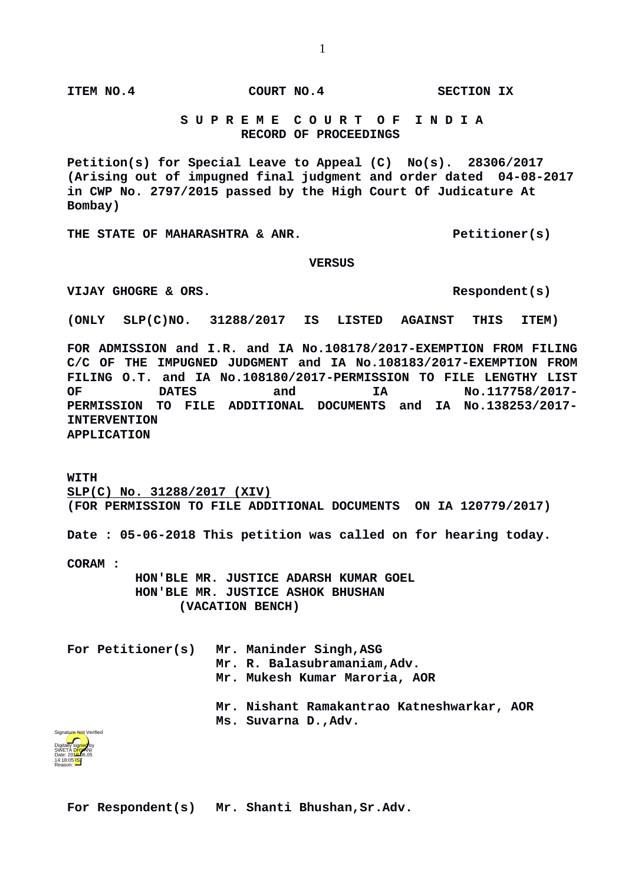**ITEM NO.4 COURT NO.4 SECTION IX**

**S U P R E M E C O U R T O F I N D I A**
**RECORD OF PROCEEDINGS**

**Petition(s) for Special Leave to Appeal (C) No(s). 28306/2017**
**(Arising out of impugned final judgment and order dated 04-08-2017 in CWP No. 2797/2015 passed by the High Court Of Judicature At Bombay)**

**THE STATE OF MAHARASHTRA & ANR. Petitioner(s)**

**VERSUS**

**VIJAY GHOGRE & ORS. Respondent(s)**

**(ONLY SLP(C)NO. 31288/2017 IS LISTED AGAINST THIS ITEM)**

**FOR ADMISSION and I.R. and IA No.108178/2017-EXEMPTION FROM FILING C/C OF THE IMPUGNED JUDGMENT and IA No.108183/2017-EXEMPTION FROM FILING O.T. and IA No.108180/2017-PERMISSION TO FILE LENGTHY LIST OF DATES and IA No.117758/2017-PERMISSION TO FILE ADDITIONAL DOCUMENTS and IA No.138253/2017-INTERVENTION APPLICATION**

**WITH**
**SLP(C) No. 31288/2017 (XIV)**
**(FOR PERMISSION TO FILE ADDITIONAL DOCUMENTS ON IA 120779/2017)**

**Date : 05-06-2018 This petition was called on for hearing today.**

**CORAM :**
**HON'BLE MR. JUSTICE ADARSH KUMAR GOEL**
**HON'BLE MR. JUSTICE ASHOK BHUSHAN**
**(VACATION BENCH)**

**For Petitioner(s)** **Mr. Maninder Singh,ASG**
**Mr. R. Balasubramaniam,Adv.**
**Mr. Mukesh Kumar Maroria, AOR**

**Mr. Nishant Ramakantrao Katneshwarkar, AOR**
**Ms. Suvarna D.,Adv.**

Signature Not Verified
Digitally signed by SWETA DHYANI
Date: 2018.06.05 14:18:05 IST
Reason:

**For Respondent(s)** **Mr. Shanti Bhushan,Sr.Adv.**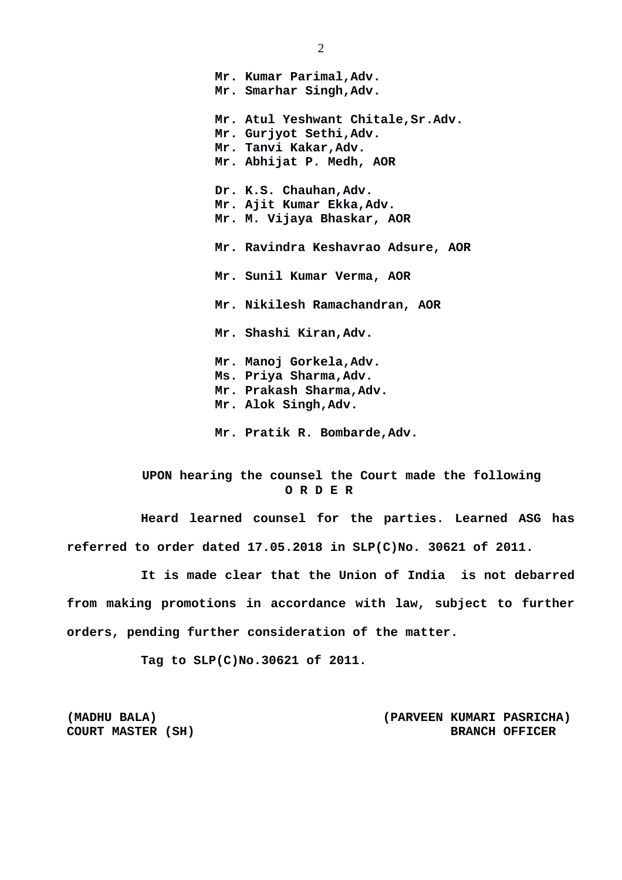Mr. Kumar Parimal,Adv.
Mr. Smarhar Singh,Adv.

Mr. Atul Yeshwant Chitale,Sr.Adv.
Mr. Gurjyot Sethi,Adv.
Mr. Tanvi Kakar,Adv.
Mr. Abhijat P. Medh, AOR

Dr. K.S. Chauhan,Adv.
Mr. Ajit Kumar Ekka,Adv.
Mr. M. Vijaya Bhaskar, AOR

Mr. Ravindra Keshavrao Adsure, AOR

Mr. Sunil Kumar Verma, AOR

Mr. Nikilesh Ramachandran, AOR

Mr. Shashi Kiran,Adv.

Mr. Manoj Gorkela,Adv.
Ms. Priya Sharma,Adv.
Mr. Prakash Sharma,Adv.
Mr. Alok Singh,Adv.

Mr. Pratik R. Bombarde,Adv.

**UPON hearing the counsel the Court made the following**

**O R D E R**

**Heard learned counsel for the parties. Learned ASG has referred to order dated 17.05.2018 in SLP(C)No. 30621 of 2011.**

**It is made clear that the Union of India is not debarred from making promotions in accordance with law, subject to further orders, pending further consideration of the matter.**

**Tag to SLP(C)No.30621 of 2011.**

**(MADHU BALA)**
**COURT MASTER (SH)**

**(PARVEEN KUMARI PASRICHA)**
**BRANCH OFFICER**